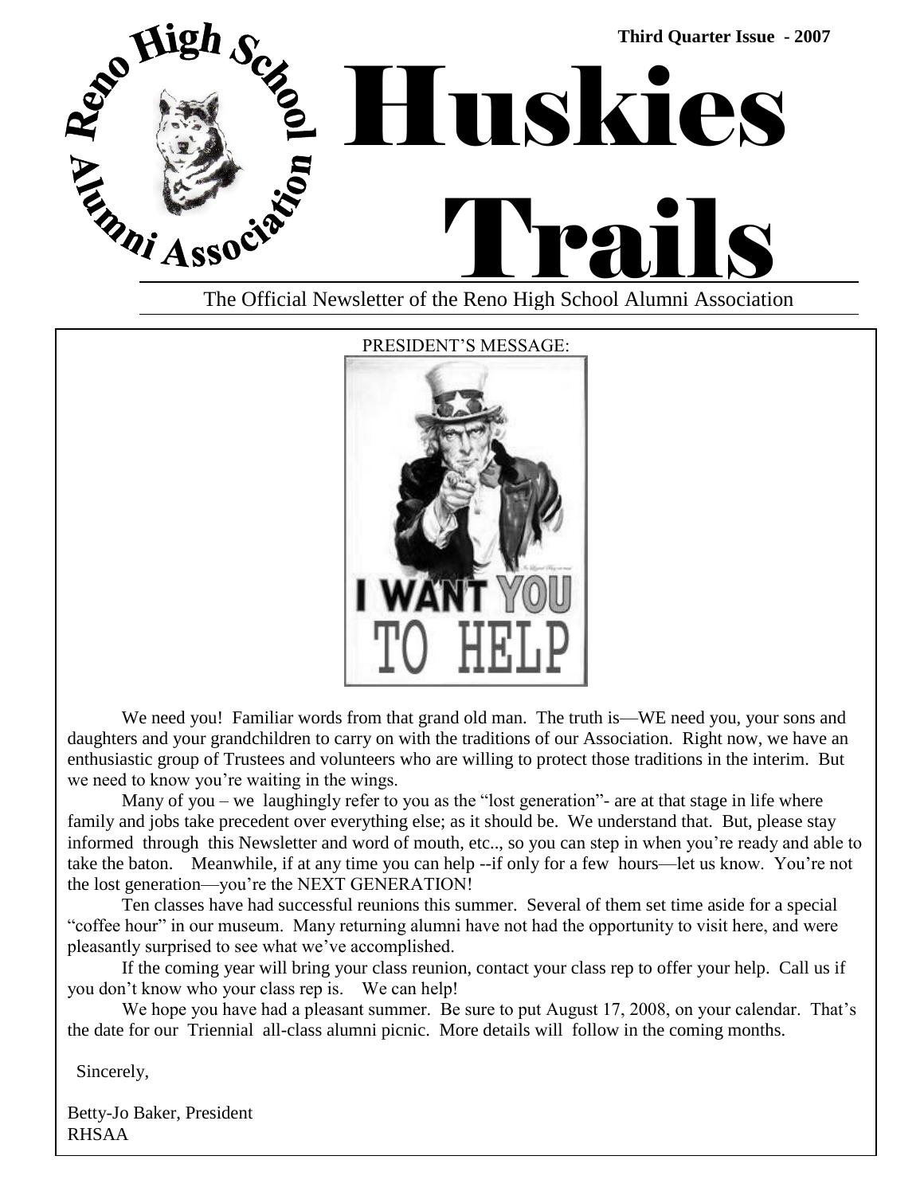Third Quarter Issue - 2007

# Huskies Trails

The Official Newsletter of the Reno High School Alumni Association

PRESIDENT'S MESSAGE:

We need you! Familiar words from that grand old man. The truth is—WE need you, your sons and daughters and your grandchildren to carry on with the traditions of our Association. Right now, we have an enthusiastic group of Trustees and volunteers who are willing to protect those traditions in the interim. But we need to know you're waiting in the wings.

Many of you – we laughingly refer to you as the "lost generation"- are at that stage in life where family and jobs take precedent over everything else; as it should be. We understand that. But, please stay informed through this Newsletter and word of mouth, etc.., so you can step in when you're ready and able to take the baton. Meanwhile, if at any time you can help --if only for a few hours—let us know. You're not the lost generation—you're the NEXT GENERATION!

Ten classes have had successful reunions this summer. Several of them set time aside for a special "coffee hour" in our museum. Many returning alumni have not had the opportunity to visit here, and were pleasantly surprised to see what we've accomplished.

If the coming year will bring your class reunion, contact your class rep to offer your help. Call us if you don't know who your class rep is. We can help!

We hope you have had a pleasant summer. Be sure to put August 17, 2008, on your calendar. That's the date for our Triennial all-class alumni picnic. More details will follow in the coming months.

Sincerely,

Betty-Jo Baker, President
RHSAA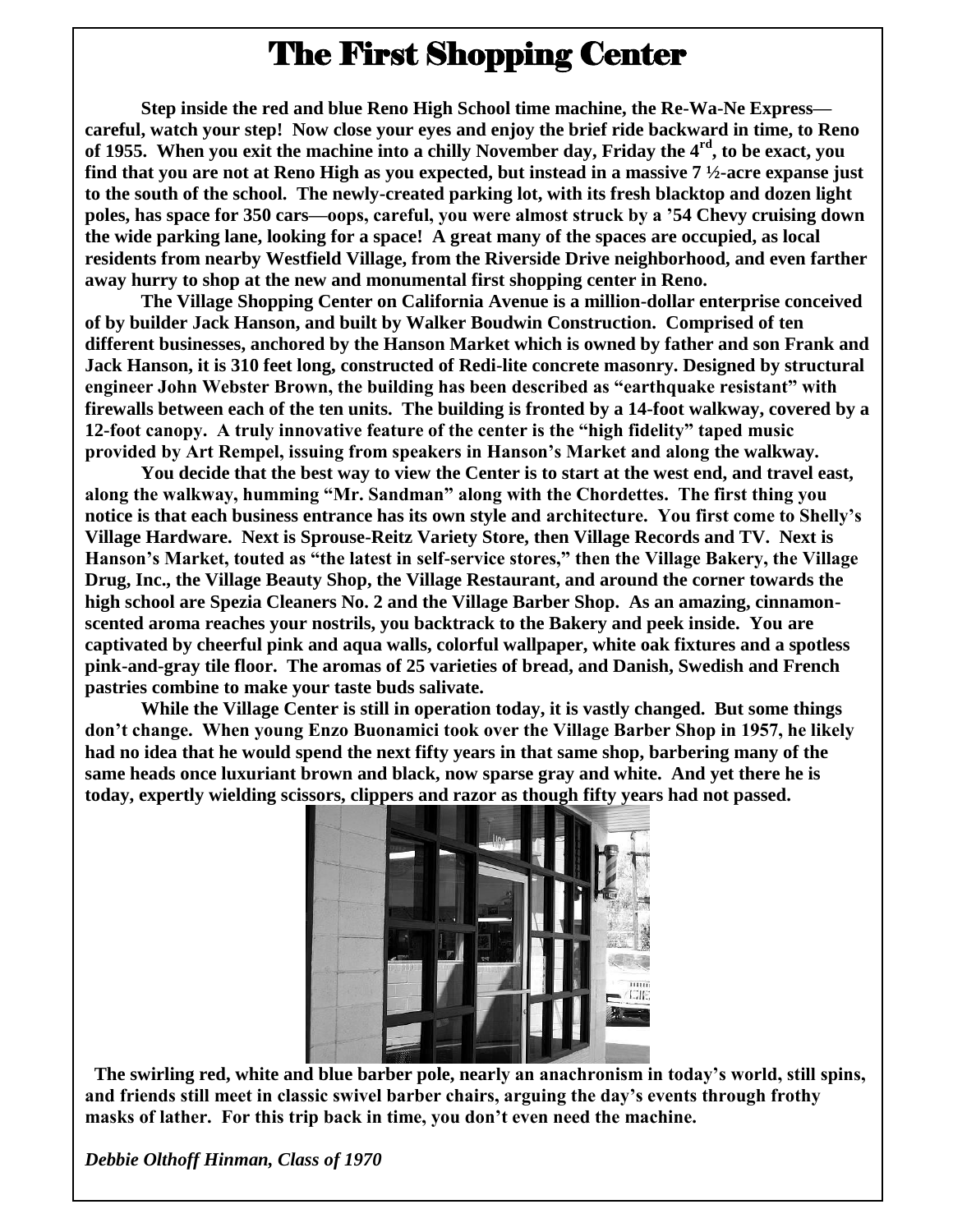# The First Shopping Center

**Step inside the red and blue Reno High School time machine, the Re-Wa-Ne Express—careful, watch your step! Now close your eyes and enjoy the brief ride backward in time, to Reno of 1955. When you exit the machine into a chilly November day, Friday the 4th, to be exact, you find that you are not at Reno High as you expected, but instead in a massive 7 ½-acre expanse just to the south of the school. The newly-created parking lot, with its fresh blacktop and dozen light poles, has space for 350 cars—oops, careful, you were almost struck by a '54 Chevy cruising down the wide parking lane, looking for a space! A great many of the spaces are occupied, as local residents from nearby Westfield Village, from the Riverside Drive neighborhood, and even farther away hurry to shop at the new and monumental first shopping center in Reno.**

**The Village Shopping Center on California Avenue is a million-dollar enterprise conceived of by builder Jack Hanson, and built by Walker Boudwin Construction. Comprised of ten different businesses, anchored by the Hanson Market which is owned by father and son Frank and Jack Hanson, it is 310 feet long, constructed of Redi-lite concrete masonry. Designed by structural engineer John Webster Brown, the building has been described as "earthquake resistant" with firewalls between each of the ten units. The building is fronted by a 14-foot walkway, covered by a 12-foot canopy. A truly innovative feature of the center is the "high fidelity" taped music provided by Art Rempel, issuing from speakers in Hanson's Market and along the walkway.**

**You decide that the best way to view the Center is to start at the west end, and travel east, along the walkway, humming "Mr. Sandman" along with the Chordettes. The first thing you notice is that each business entrance has its own style and architecture. You first come to Shelly's Village Hardware. Next is Sprouse-Reitz Variety Store, then Village Records and TV. Next is Hanson's Market, touted as "the latest in self-service stores," then the Village Bakery, the Village Drug, Inc., the Village Beauty Shop, the Village Restaurant, and around the corner towards the high school are Spezia Cleaners No. 2 and the Village Barber Shop. As an amazing, cinnamon-scented aroma reaches your nostrils, you backtrack to the Bakery and peek inside. You are captivated by cheerful pink and aqua walls, colorful wallpaper, white oak fixtures and a spotless pink-and-gray tile floor. The aromas of 25 varieties of bread, and Danish, Swedish and French pastries combine to make your taste buds salivate.**

**While the Village Center is still in operation today, it is vastly changed. But some things don't change. When young Enzo Buonamici took over the Village Barber Shop in 1957, he likely had no idea that he would spend the next fifty years in that same shop, barbering many of the same heads once luxuriant brown and black, now sparse gray and white. And yet there he is today, expertly wielding scissors, clippers and razor as though fifty years had not passed.**

**The swirling red, white and blue barber pole, nearly an anachronism in today's world, still spins, and friends still meet in classic swivel barber chairs, arguing the day's events through frothy masks of lather. For this trip back in time, you don't even need the machine.**

***Debbie Olthoff Hinman, Class of 1970***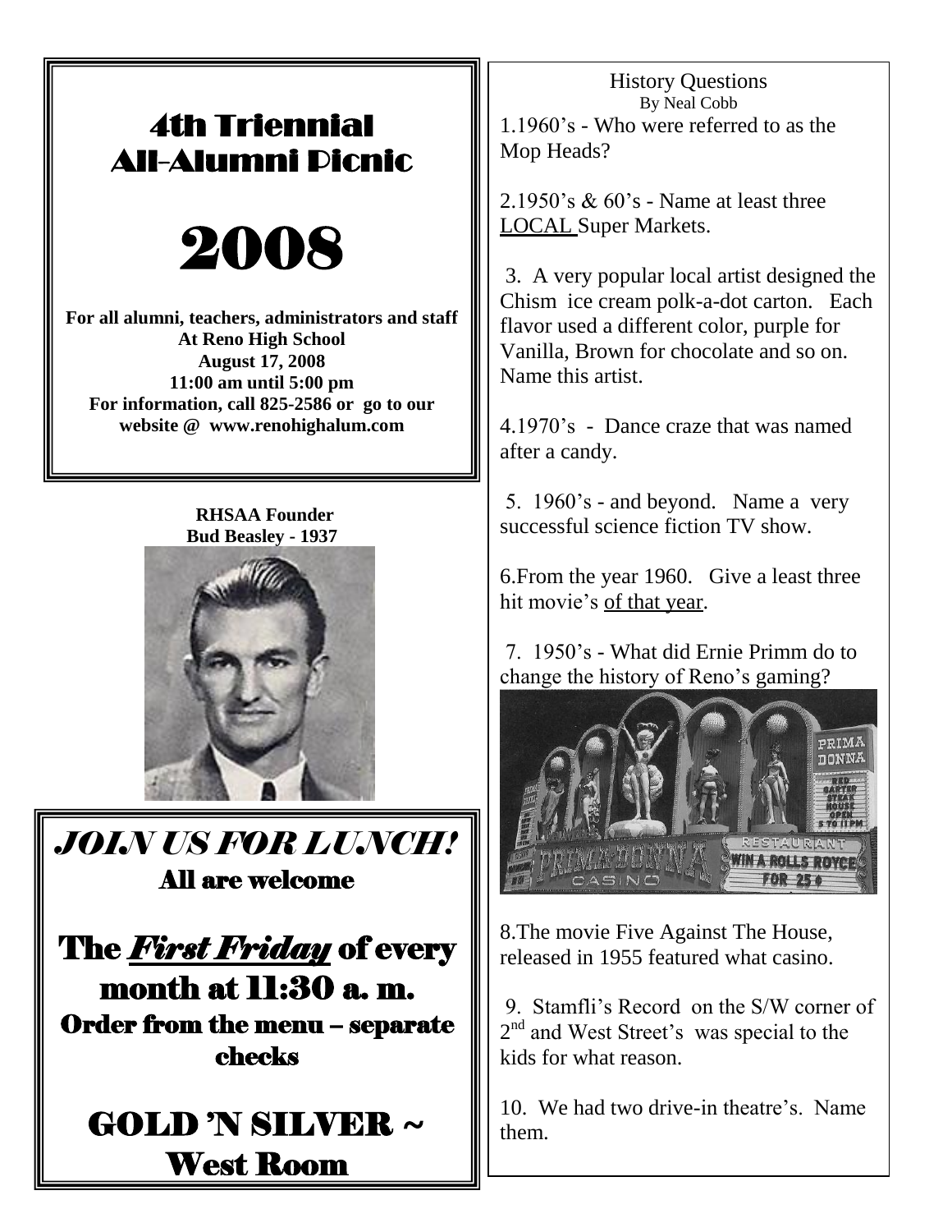# 4th Triennial All-Alumni Picnic

# 2008

**For all alumni, teachers, administrators and staff**
**At Reno High School**
**August 17, 2008**
**11:00 am until 5:00 pm**
**For information, call 825-2586 or go to our website @ www.renohighalum.com**

**RHSAA Founder**
**Bud Beasley - 1937**

## *JOIN US FOR LUNCH!*

**All are welcome**

## The *First Friday* of every month at 11:30 a. m.

**Order from the menu – separate checks**

## GOLD 'N SILVER ~ West Room

History Questions
By Neal Cobb

1.1960's - Who were referred to as the Mop Heads?

2.1950's & 60's - Name at least three LOCAL Super Markets.

3. A very popular local artist designed the Chism ice cream polk-a-dot carton. Each flavor used a different color, purple for Vanilla, Brown for chocolate and so on. Name this artist.

4.1970's - Dance craze that was named after a candy.

5. 1960's - and beyond. Name a very successful science fiction TV show.

6.From the year 1960. Give a least three hit movie's of that year.

7. 1950's - What did Ernie Primm do to change the history of Reno's gaming?

8.The movie Five Against The House, released in 1955 featured what casino.

9. Stamfli's Record on the S/W corner of 2nd and West Street's was special to the kids for what reason.

10. We had two drive-in theatre's. Name them.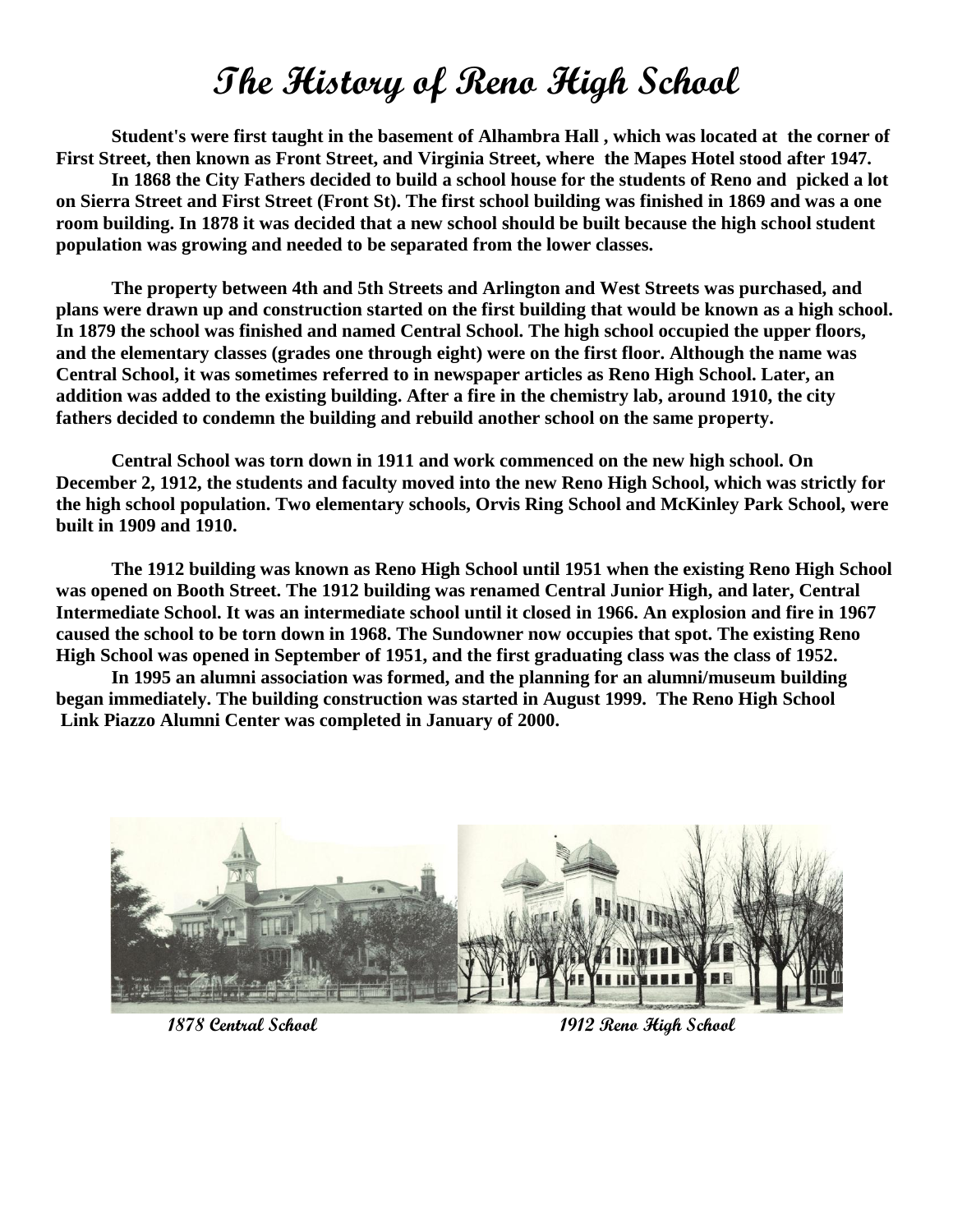# The History of Reno High School

**Student's were first taught in the basement of Alhambra Hall , which was located at the corner of First Street, then known as Front Street, and Virginia Street, where the Mapes Hotel stood after 1947.**

**In 1868 the City Fathers decided to build a school house for the students of Reno and picked a lot on Sierra Street and First Street (Front St). The first school building was finished in 1869 and was a one room building. In 1878 it was decided that a new school should be built because the high school student population was growing and needed to be separated from the lower classes.**

**The property between 4th and 5th Streets and Arlington and West Streets was purchased, and plans were drawn up and construction started on the first building that would be known as a high school. In 1879 the school was finished and named Central School. The high school occupied the upper floors, and the elementary classes (grades one through eight) were on the first floor. Although the name was Central School, it was sometimes referred to in newspaper articles as Reno High School. Later, an addition was added to the existing building. After a fire in the chemistry lab, around 1910, the city fathers decided to condemn the building and rebuild another school on the same property.**

**Central School was torn down in 1911 and work commenced on the new high school. On December 2, 1912, the students and faculty moved into the new Reno High School, which was strictly for the high school population. Two elementary schools, Orvis Ring School and McKinley Park School, were built in 1909 and 1910.**

**The 1912 building was known as Reno High School until 1951 when the existing Reno High School was opened on Booth Street. The 1912 building was renamed Central Junior High, and later, Central Intermediate School. It was an intermediate school until it closed in 1966. An explosion and fire in 1967 caused the school to be torn down in 1968. The Sundowner now occupies that spot. The existing Reno High School was opened in September of 1951, and the first graduating class was the class of 1952.**

**In 1995 an alumni association was formed, and the planning for an alumni/museum building began immediately. The building construction was started in August 1999. The Reno High School Link Piazzo Alumni Center was completed in January of 2000.**

**1878 Central School**

**1912 Reno High School**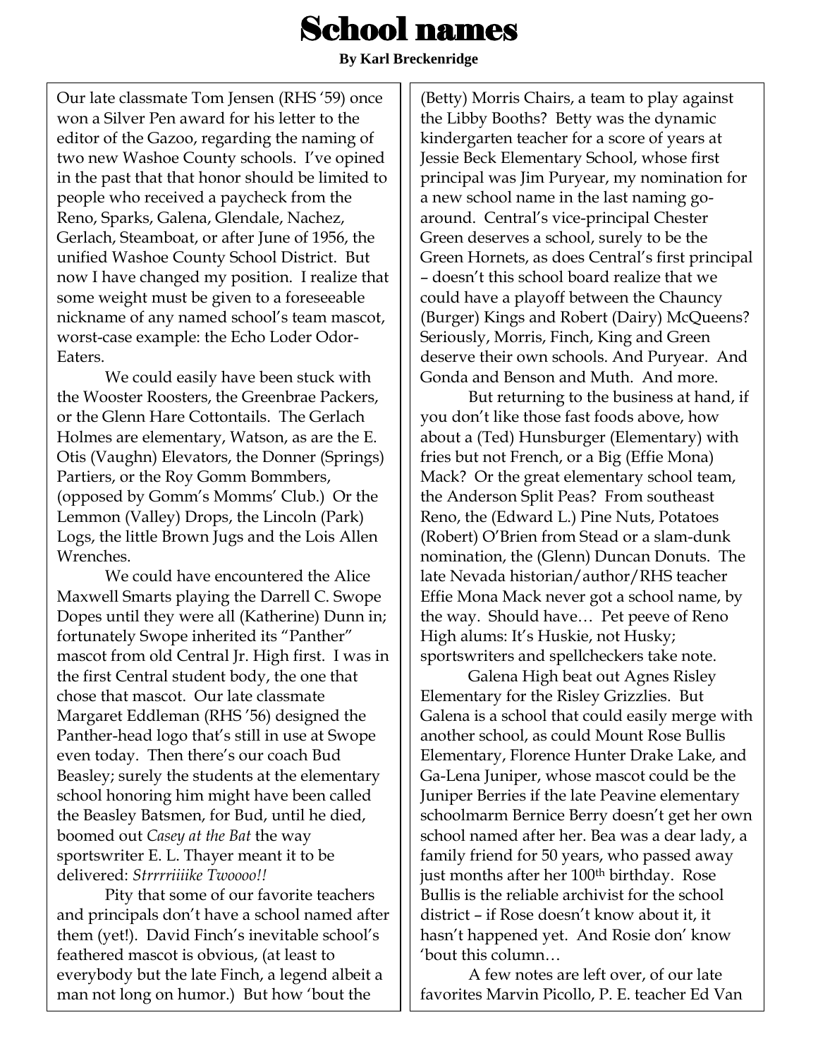# School names

**By Karl Breckenridge**

Our late classmate Tom Jensen (RHS '59) once won a Silver Pen award for his letter to the editor of the Gazoo, regarding the naming of two new Washoe County schools. I've opined in the past that that honor should be limited to people who received a paycheck from the Reno, Sparks, Galena, Glendale, Nachez, Gerlach, Steamboat, or after June of 1956, the unified Washoe County School District. But now I have changed my position. I realize that some weight must be given to a foreseeable nickname of any named school's team mascot, worst-case example: the Echo Loder Odor-Eaters.

We could easily have been stuck with the Wooster Roosters, the Greenbrae Packers, or the Glenn Hare Cottontails. The Gerlach Holmes are elementary, Watson, as are the E. Otis (Vaughn) Elevators, the Donner (Springs) Partiers, or the Roy Gomm Bommbers, (opposed by Gomm's Momms' Club.) Or the Lemmon (Valley) Drops, the Lincoln (Park) Logs, the little Brown Jugs and the Lois Allen Wrenches.

We could have encountered the Alice Maxwell Smarts playing the Darrell C. Swope Dopes until they were all (Katherine) Dunn in; fortunately Swope inherited its "Panther" mascot from old Central Jr. High first. I was in the first Central student body, the one that chose that mascot. Our late classmate Margaret Eddleman (RHS '56) designed the Panther-head logo that's still in use at Swope even today. Then there's our coach Bud Beasley; surely the students at the elementary school honoring him might have been called the Beasley Batsmen, for Bud, until he died, boomed out *Casey at the Bat* the way sportswriter E. L. Thayer meant it to be delivered: *Strrrriiiike Twoooo!!*

Pity that some of our favorite teachers and principals don't have a school named after them (yet!). David Finch's inevitable school's feathered mascot is obvious, (at least to everybody but the late Finch, a legend albeit a man not long on humor.) But how 'bout the (Betty) Morris Chairs, a team to play against the Libby Booths? Betty was the dynamic kindergarten teacher for a score of years at Jessie Beck Elementary School, whose first principal was Jim Puryear, my nomination for a new school name in the last naming go-around. Central's vice-principal Chester Green deserves a school, surely to be the Green Hornets, as does Central's first principal – doesn't this school board realize that we could have a playoff between the Chauncy (Burger) Kings and Robert (Dairy) McQueens? Seriously, Morris, Finch, King and Green deserve their own schools. And Puryear. And Gonda and Benson and Muth. And more.

But returning to the business at hand, if you don't like those fast foods above, how about a (Ted) Hunsburger (Elementary) with fries but not French, or a Big (Effie Mona) Mack? Or the great elementary school team, the Anderson Split Peas? From southeast Reno, the (Edward L.) Pine Nuts, Potatoes (Robert) O'Brien from Stead or a slam-dunk nomination, the (Glenn) Duncan Donuts. The late Nevada historian/author/RHS teacher Effie Mona Mack never got a school name, by the way. Should have… Pet peeve of Reno High alums: It's Huskie, not Husky; sportswriters and spellcheckers take note.

Galena High beat out Agnes Risley Elementary for the Risley Grizzlies. But Galena is a school that could easily merge with another school, as could Mount Rose Bullis Elementary, Florence Hunter Drake Lake, and Ga-Lena Juniper, whose mascot could be the Juniper Berries if the late Peavine elementary schoolmarm Bernice Berry doesn't get her own school named after her. Bea was a dear lady, a family friend for 50 years, who passed away just months after her 100th birthday. Rose Bullis is the reliable archivist for the school district – if Rose doesn't know about it, it hasn't happened yet. And Rosie don' know 'bout this column…

A few notes are left over, of our late favorites Marvin Picollo, P. E. teacher Ed Van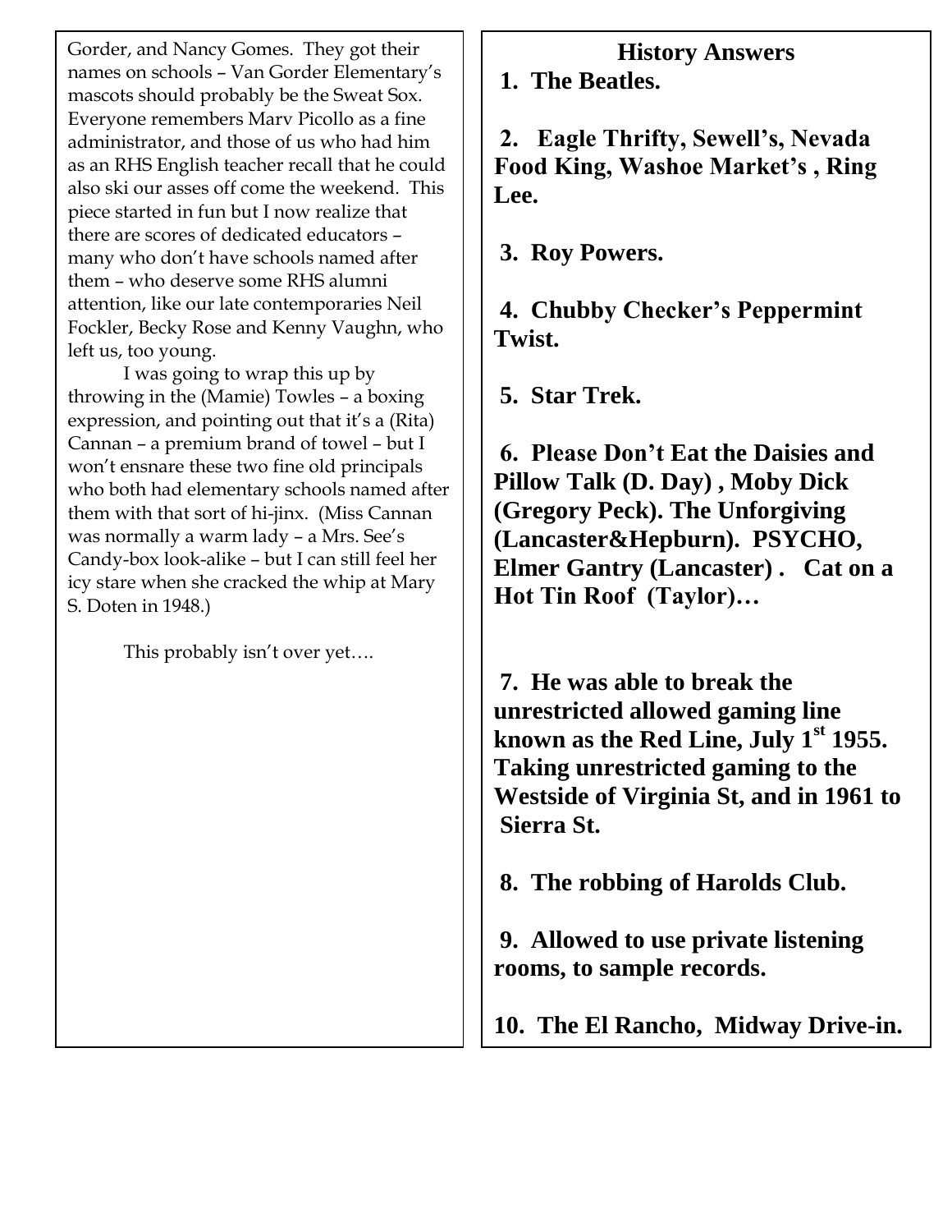Gorder, and Nancy Gomes. They got their names on schools – Van Gorder Elementary's mascots should probably be the Sweat Sox. Everyone remembers Marv Picollo as a fine administrator, and those of us who had him as an RHS English teacher recall that he could also ski our asses off come the weekend. This piece started in fun but I now realize that there are scores of dedicated educators – many who don't have schools named after them – who deserve some RHS alumni attention, like our late contemporaries Neil Fockler, Becky Rose and Kenny Vaughn, who left us, too young.

I was going to wrap this up by throwing in the (Mamie) Towles – a boxing expression, and pointing out that it's a (Rita) Cannan – a premium brand of towel – but I won't ensnare these two fine old principals who both had elementary schools named after them with that sort of hi-jinx. (Miss Cannan was normally a warm lady – a Mrs. See's Candy-box look-alike – but I can still feel her icy stare when she cracked the whip at Mary S. Doten in 1948.)

This probably isn't over yet….

## History Answers

**1. The Beatles.**

**2. Eagle Thrifty, Sewell's, Nevada Food King, Washoe Market's , Ring Lee.**

**3. Roy Powers.**

**4. Chubby Checker's Peppermint Twist.**

**5. Star Trek.**

**6. Please Don't Eat the Daisies and Pillow Talk (D. Day) , Moby Dick (Gregory Peck). The Unforgiving (Lancaster&Hepburn). PSYCHO, Elmer Gantry (Lancaster) . Cat on a Hot Tin Roof (Taylor)…**

**7. He was able to break the unrestricted allowed gaming line known as the Red Line, July 1st 1955. Taking unrestricted gaming to the Westside of Virginia St, and in 1961 to Sierra St.**

**8. The robbing of Harolds Club.**

**9. Allowed to use private listening rooms, to sample records.**

**10. The El Rancho, Midway Drive-in.**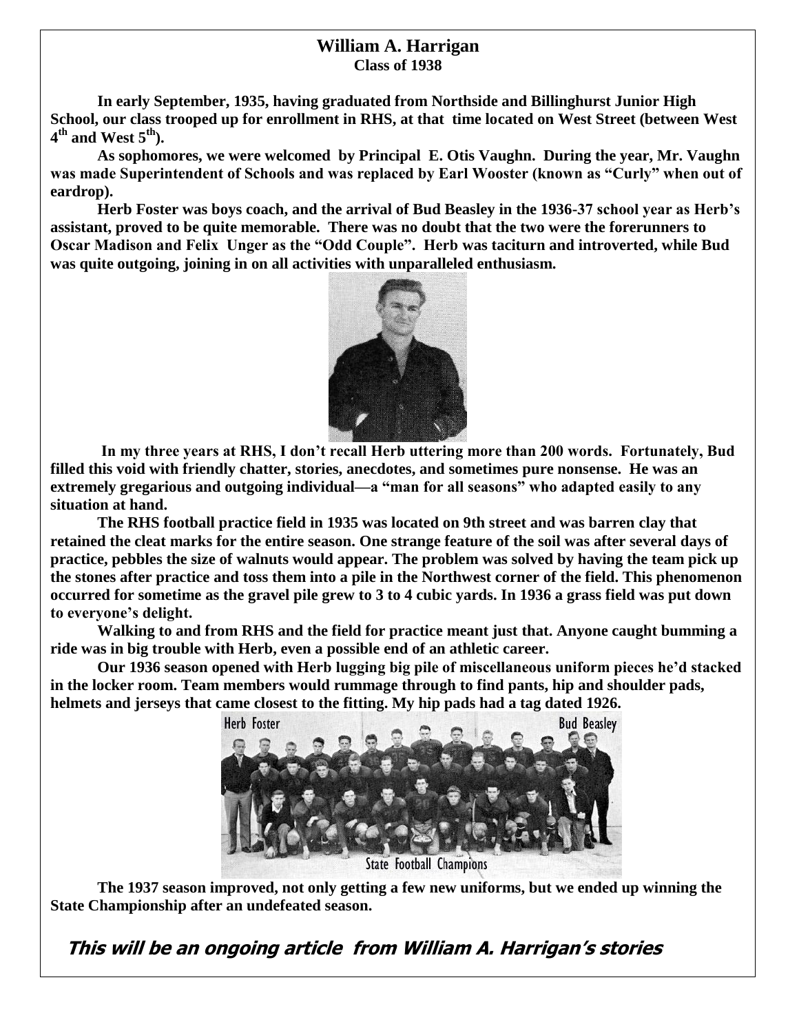## William A. Harrigan
**Class of 1938**

**In early September, 1935, having graduated from Northside and Billinghurst Junior High School, our class trooped up for enrollment in RHS, at that time located on West Street (between West 4th and West 5th).**

**As sophomores, we were welcomed by Principal E. Otis Vaughn. During the year, Mr. Vaughn was made Superintendent of Schools and was replaced by Earl Wooster (known as "Curly" when out of eardrop).**

**Herb Foster was boys coach, and the arrival of Bud Beasley in the 1936-37 school year as Herb's assistant, proved to be quite memorable. There was no doubt that the two were the forerunners to Oscar Madison and Felix Unger as the "Odd Couple". Herb was taciturn and introverted, while Bud was quite outgoing, joining in on all activities with unparalleled enthusiasm.**

**In my three years at RHS, I don't recall Herb uttering more than 200 words. Fortunately, Bud filled this void with friendly chatter, stories, anecdotes, and sometimes pure nonsense. He was an extremely gregarious and outgoing individual—a "man for all seasons" who adapted easily to any situation at hand.**

**The RHS football practice field in 1935 was located on 9th street and was barren clay that retained the cleat marks for the entire season. One strange feature of the soil was after several days of practice, pebbles the size of walnuts would appear. The problem was solved by having the team pick up the stones after practice and toss them into a pile in the Northwest corner of the field. This phenomenon occurred for sometime as the gravel pile grew to 3 to 4 cubic yards. In 1936 a grass field was put down to everyone's delight.**

**Walking to and from RHS and the field for practice meant just that. Anyone caught bumming a ride was in big trouble with Herb, even a possible end of an athletic career.**

**Our 1936 season opened with Herb lugging big pile of miscellaneous uniform pieces he'd stacked in the locker room. Team members would rummage through to find pants, hip and shoulder pads, helmets and jerseys that came closest to the fitting. My hip pads had a tag dated 1926.**

Herb Foster — Bud Beasley

State Football Champions

**The 1937 season improved, not only getting a few new uniforms, but we ended up winning the State Championship after an undefeated season.**

***This will be an ongoing article from William A. Harrigan's stories***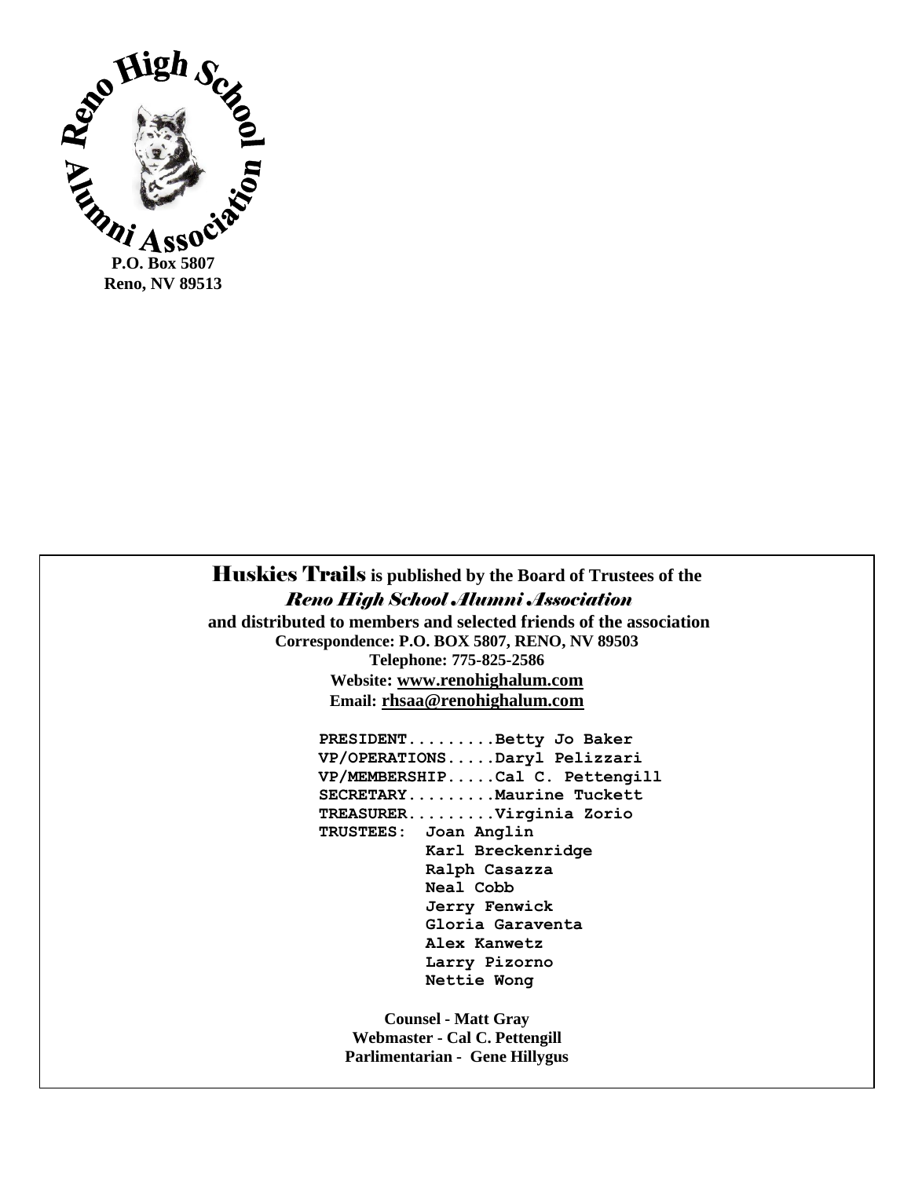Reno High School Alumni Association

**P.O. Box 5807**
**Reno, NV 89513**

**Huskies Trails is published by the Board of Trustees of the**
***Reno High School Alumni Association***
**and distributed to members and selected friends of the association**
**Correspondence: P.O. BOX 5807, RENO, NV 89503**
**Telephone: 775-825-2586**
**Website: www.renohighalum.com**
**Email: rhsaa@renohighalum.com**

**PRESIDENT.........Betty Jo Baker**
**VP/OPERATIONS.....Daryl Pelizzari**
**VP/MEMBERSHIP.....Cal C. Pettengill**
**SECRETARY.........Maurine Tuckett**
**TREASURER.........Virginia Zorio**
**TRUSTEES: Joan Anglin**
**Karl Breckenridge**
**Ralph Casazza**
**Neal Cobb**
**Jerry Fenwick**
**Gloria Garaventa**
**Alex Kanwetz**
**Larry Pizorno**
**Nettie Wong**

**Counsel - Matt Gray**
**Webmaster - Cal C. Pettengill**
**Parlimentarian - Gene Hillygus**